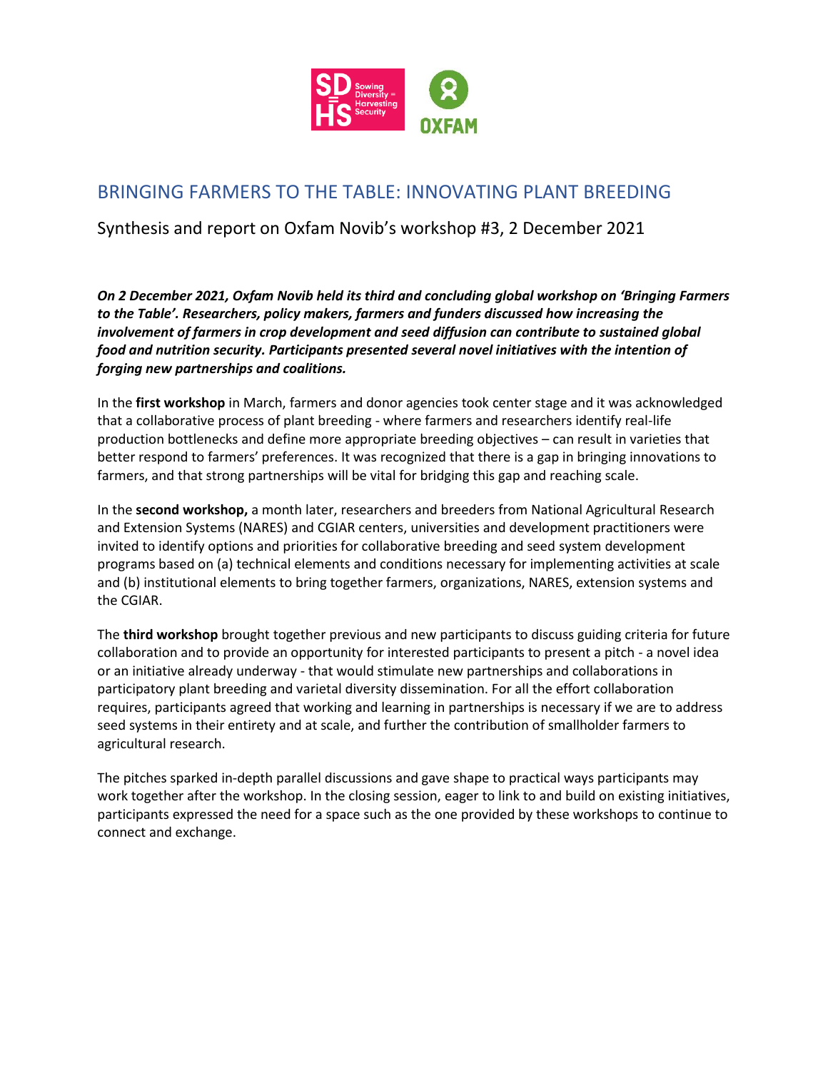# BRINGING FARMERS TO THE TABLE: INNOVATING PLANT BREEDING

Synthesis and report on Oxfam Novib's workshop #3, 2 December 2021

***On 2 December 2021, Oxfam Novib held its third and concluding global workshop on 'Bringing Farmers to the Table'. Researchers, policy makers, farmers and funders discussed how increasing the involvement of farmers in crop development and seed diffusion can contribute to sustained global food and nutrition security. Participants presented several novel initiatives with the intention of forging new partnerships and coalitions.***

In the **first workshop** in March, farmers and donor agencies took center stage and it was acknowledged that a collaborative process of plant breeding - where farmers and researchers identify real-life production bottlenecks and define more appropriate breeding objectives – can result in varieties that better respond to farmers' preferences. It was recognized that there is a gap in bringing innovations to farmers, and that strong partnerships will be vital for bridging this gap and reaching scale.

In the **second workshop,** a month later, researchers and breeders from National Agricultural Research and Extension Systems (NARES) and CGIAR centers, universities and development practitioners were invited to identify options and priorities for collaborative breeding and seed system development programs based on (a) technical elements and conditions necessary for implementing activities at scale and (b) institutional elements to bring together farmers, organizations, NARES, extension systems and the CGIAR.

The **third workshop** brought together previous and new participants to discuss guiding criteria for future collaboration and to provide an opportunity for interested participants to present a pitch - a novel idea or an initiative already underway - that would stimulate new partnerships and collaborations in participatory plant breeding and varietal diversity dissemination. For all the effort collaboration requires, participants agreed that working and learning in partnerships is necessary if we are to address seed systems in their entirety and at scale, and further the contribution of smallholder farmers to agricultural research.

The pitches sparked in-depth parallel discussions and gave shape to practical ways participants may work together after the workshop. In the closing session, eager to link to and build on existing initiatives, participants expressed the need for a space such as the one provided by these workshops to continue to connect and exchange.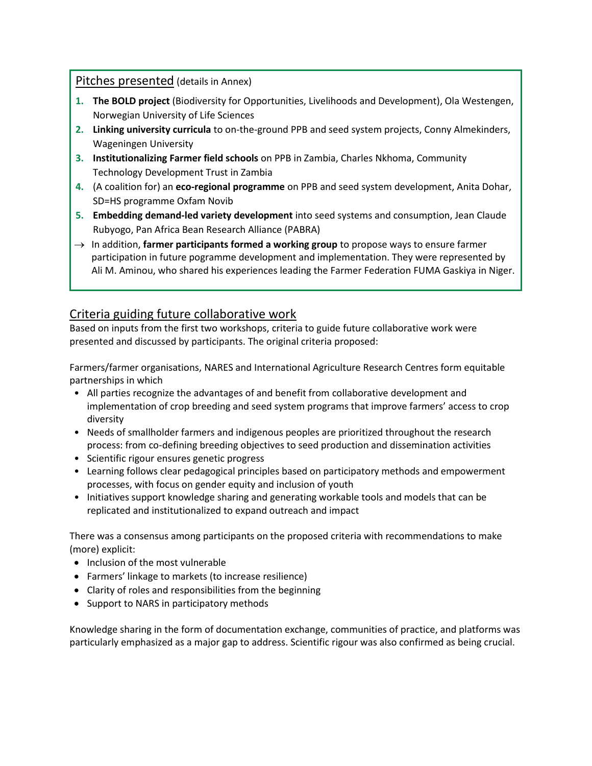## Pitches presented (details in Annex)

1. **The BOLD project** (Biodiversity for Opportunities, Livelihoods and Development), Ola Westengen, Norwegian University of Life Sciences
2. **Linking university curricula** to on-the-ground PPB and seed system projects, Conny Almekinders, Wageningen University
3. **Institutionalizing Farmer field schools** on PPB in Zambia, Charles Nkhoma, Community Technology Development Trust in Zambia
4. (A coalition for) an **eco-regional programme** on PPB and seed system development, Anita Dohar, SD=HS programme Oxfam Novib
5. **Embedding demand-led variety development** into seed systems and consumption, Jean Claude Rubyogo, Pan Africa Bean Research Alliance (PABRA)

→ In addition, **farmer participants formed a working group** to propose ways to ensure farmer participation in future pogramme development and implementation. They were represented by Ali M. Aminou, who shared his experiences leading the Farmer Federation FUMA Gaskiya in Niger.

## Criteria guiding future collaborative work

Based on inputs from the first two workshops, criteria to guide future collaborative work were presented and discussed by participants. The original criteria proposed:

Farmers/farmer organisations, NARES and International Agriculture Research Centres form equitable partnerships in which

- All parties recognize the advantages of and benefit from collaborative development and implementation of crop breeding and seed system programs that improve farmers' access to crop diversity
- Needs of smallholder farmers and indigenous peoples are prioritized throughout the research process: from co-defining breeding objectives to seed production and dissemination activities
- Scientific rigour ensures genetic progress
- Learning follows clear pedagogical principles based on participatory methods and empowerment processes, with focus on gender equity and inclusion of youth
- Initiatives support knowledge sharing and generating workable tools and models that can be replicated and institutionalized to expand outreach and impact

There was a consensus among participants on the proposed criteria with recommendations to make (more) explicit:

- Inclusion of the most vulnerable
- Farmers' linkage to markets (to increase resilience)
- Clarity of roles and responsibilities from the beginning
- Support to NARS in participatory methods

Knowledge sharing in the form of documentation exchange, communities of practice, and platforms was particularly emphasized as a major gap to address. Scientific rigour was also confirmed as being crucial.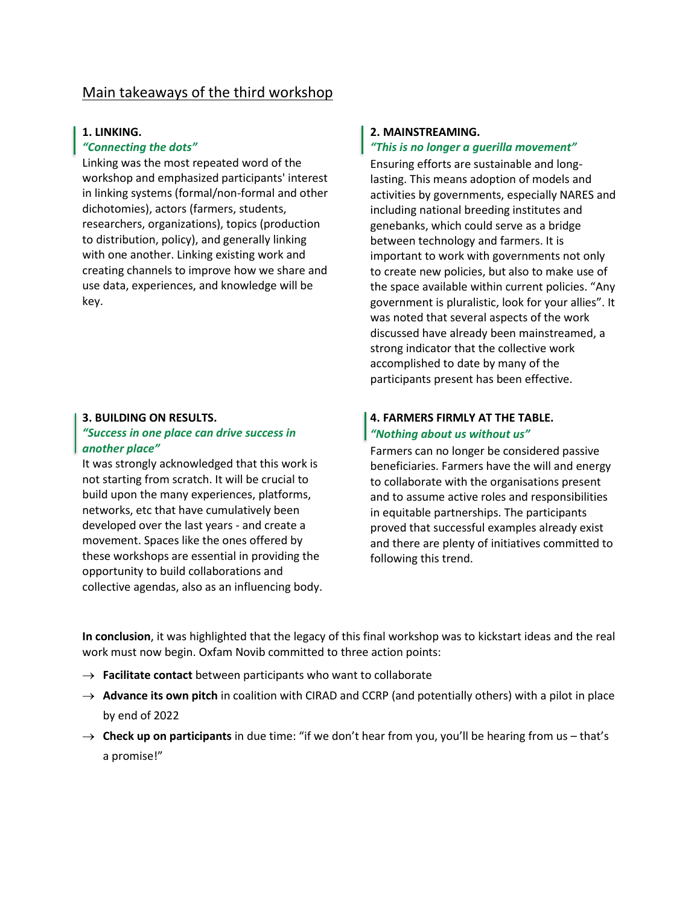## Main takeaways of the third workshop

### 1. LINKING.

***"Connecting the dots"***

Linking was the most repeated word of the workshop and emphasized participants' interest in linking systems (formal/non-formal and other dichotomies), actors (farmers, students, researchers, organizations), topics (production to distribution, policy), and generally linking with one another. Linking existing work and creating channels to improve how we share and use data, experiences, and knowledge will be key.

### 2. MAINSTREAMING.

***"This is no longer a guerilla movement"***

Ensuring efforts are sustainable and long-lasting. This means adoption of models and activities by governments, especially NARES and including national breeding institutes and genebanks, which could serve as a bridge between technology and farmers. It is important to work with governments not only to create new policies, but also to make use of the space available within current policies. "Any government is pluralistic, look for your allies". It was noted that several aspects of the work discussed have already been mainstreamed, a strong indicator that the collective work accomplished to date by many of the participants present has been effective.

### 3. BUILDING ON RESULTS.

***"Success in one place can drive success in another place"***

It was strongly acknowledged that this work is not starting from scratch. It will be crucial to build upon the many experiences, platforms, networks, etc that have cumulatively been developed over the last years - and create a movement. Spaces like the ones offered by these workshops are essential in providing the opportunity to build collaborations and collective agendas, also as an influencing body.

### 4. FARMERS FIRMLY AT THE TABLE.

***"Nothing about us without us"***

Farmers can no longer be considered passive beneficiaries. Farmers have the will and energy to collaborate with the organisations present and to assume active roles and responsibilities in equitable partnerships. The participants proved that successful examples already exist and there are plenty of initiatives committed to following this trend.

**In conclusion**, it was highlighted that the legacy of this final workshop was to kickstart ideas and the real work must now begin. Oxfam Novib committed to three action points:

- → **Facilitate contact** between participants who want to collaborate
- → **Advance its own pitch** in coalition with CIRAD and CCRP (and potentially others) with a pilot in place by end of 2022
- → **Check up on participants** in due time: "if we don't hear from you, you'll be hearing from us – that's a promise!"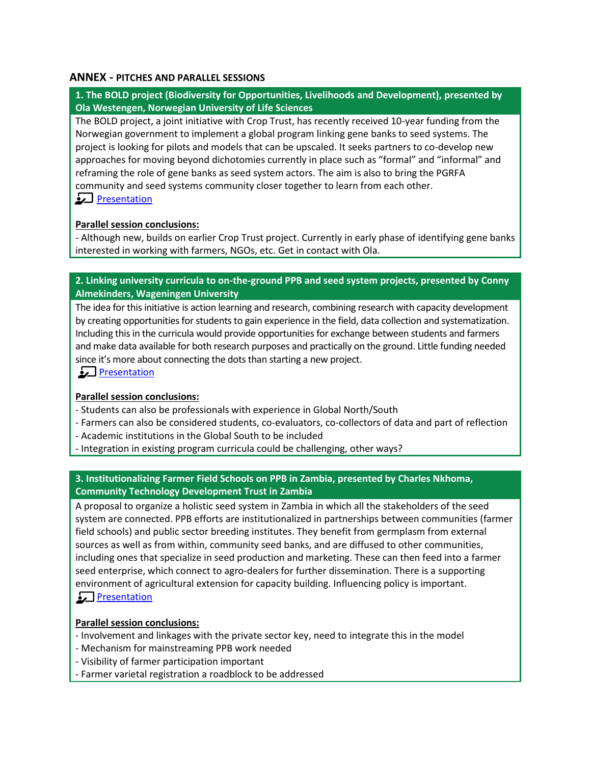## ANNEX - PITCHES AND PARALLEL SESSIONS

### 1. The BOLD project (Biodiversity for Opportunities, Livelihoods and Development), presented by Ola Westengen, Norwegian University of Life Sciences

The BOLD project, a joint initiative with Crop Trust, has recently received 10-year funding from the Norwegian government to implement a global program linking gene banks to seed systems. The project is looking for pilots and models that can be upscaled. It seeks partners to co-develop new approaches for moving beyond dichotomies currently in place such as "formal" and "informal" and reframing the role of gene banks as seed system actors. The aim is also to bring the PGRFA community and seed systems community closer together to learn from each other.

Presentation

**Parallel session conclusions:**

- Although new, builds on earlier Crop Trust project. Currently in early phase of identifying gene banks interested in working with farmers, NGOs, etc. Get in contact with Ola.

### 2. Linking university curricula to on-the-ground PPB and seed system projects, presented by Conny Almekinders, Wageningen University

The idea for this initiative is action learning and research, combining research with capacity development by creating opportunities for students to gain experience in the field, data collection and systematization. Including this in the curricula would provide opportunities for exchange between students and farmers and make data available for both research purposes and practically on the ground. Little funding needed since it's more about connecting the dots than starting a new project.

Presentation

**Parallel session conclusions:**

- Students can also be professionals with experience in Global North/South
- Farmers can also be considered students, co-evaluators, co-collectors of data and part of reflection
- Academic institutions in the Global South to be included
- Integration in existing program curricula could be challenging, other ways?

### 3. Institutionalizing Farmer Field Schools on PPB in Zambia, presented by Charles Nkhoma, Community Technology Development Trust in Zambia

A proposal to organize a holistic seed system in Zambia in which all the stakeholders of the seed system are connected. PPB efforts are institutionalized in partnerships between communities (farmer field schools) and public sector breeding institutes. They benefit from germplasm from external sources as well as from within, community seed banks, and are diffused to other communities, including ones that specialize in seed production and marketing. These can then feed into a farmer seed enterprise, which connect to agro-dealers for further dissemination. There is a supporting environment of agricultural extension for capacity building. Influencing policy is important.

Presentation

**Parallel session conclusions:**

- Involvement and linkages with the private sector key, need to integrate this in the model
- Mechanism for mainstreaming PPB work needed
- Visibility of farmer participation important
- Farmer varietal registration a roadblock to be addressed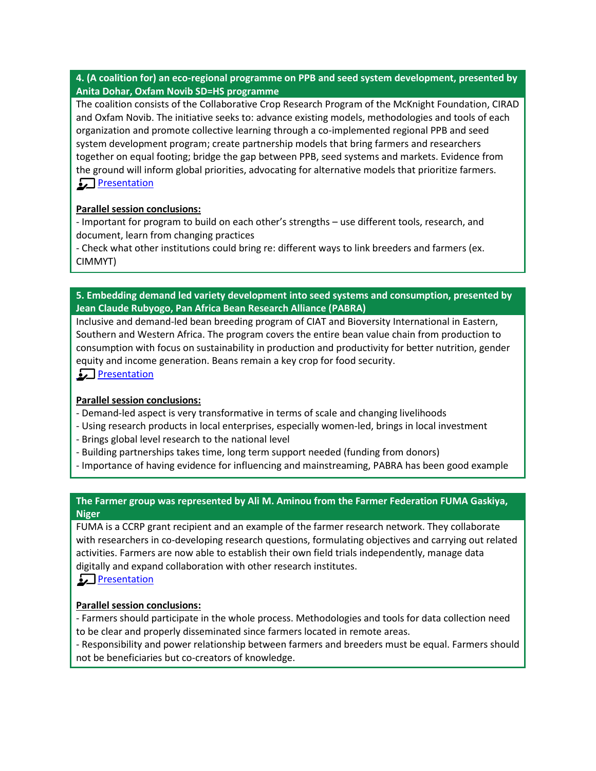**4. (A coalition for) an eco-regional programme on PPB and seed system development, presented by Anita Dohar, Oxfam Novib SD=HS programme**

The coalition consists of the Collaborative Crop Research Program of the McKnight Foundation, CIRAD and Oxfam Novib. The initiative seeks to: advance existing models, methodologies and tools of each organization and promote collective learning through a co-implemented regional PPB and seed system development program; create partnership models that bring farmers and researchers together on equal footing; bridge the gap between PPB, seed systems and markets. Evidence from the ground will inform global priorities, advocating for alternative models that prioritize farmers.

Presentation

**Parallel session conclusions:**

- Important for program to build on each other's strengths – use different tools, research, and document, learn from changing practices
- Check what other institutions could bring re: different ways to link breeders and farmers (ex. CIMMYT)

**5. Embedding demand led variety development into seed systems and consumption, presented by Jean Claude Rubyogo, Pan Africa Bean Research Alliance (PABRA)**

Inclusive and demand-led bean breeding program of CIAT and Bioversity International in Eastern, Southern and Western Africa. The program covers the entire bean value chain from production to consumption with focus on sustainability in production and productivity for better nutrition, gender equity and income generation. Beans remain a key crop for food security.

Presentation

**Parallel session conclusions:**

- Demand-led aspect is very transformative in terms of scale and changing livelihoods
- Using research products in local enterprises, especially women-led, brings in local investment
- Brings global level research to the national level
- Building partnerships takes time, long term support needed (funding from donors)
- Importance of having evidence for influencing and mainstreaming, PABRA has been good example

**The Farmer group was represented by Ali M. Aminou from the Farmer Federation FUMA Gaskiya, Niger**

FUMA is a CCRP grant recipient and an example of the farmer research network. They collaborate with researchers in co-developing research questions, formulating objectives and carrying out related activities. Farmers are now able to establish their own field trials independently, manage data digitally and expand collaboration with other research institutes.

Presentation

**Parallel session conclusions:**

- Farmers should participate in the whole process. Methodologies and tools for data collection need to be clear and properly disseminated since farmers located in remote areas.
- Responsibility and power relationship between farmers and breeders must be equal. Farmers should not be beneficiaries but co-creators of knowledge.